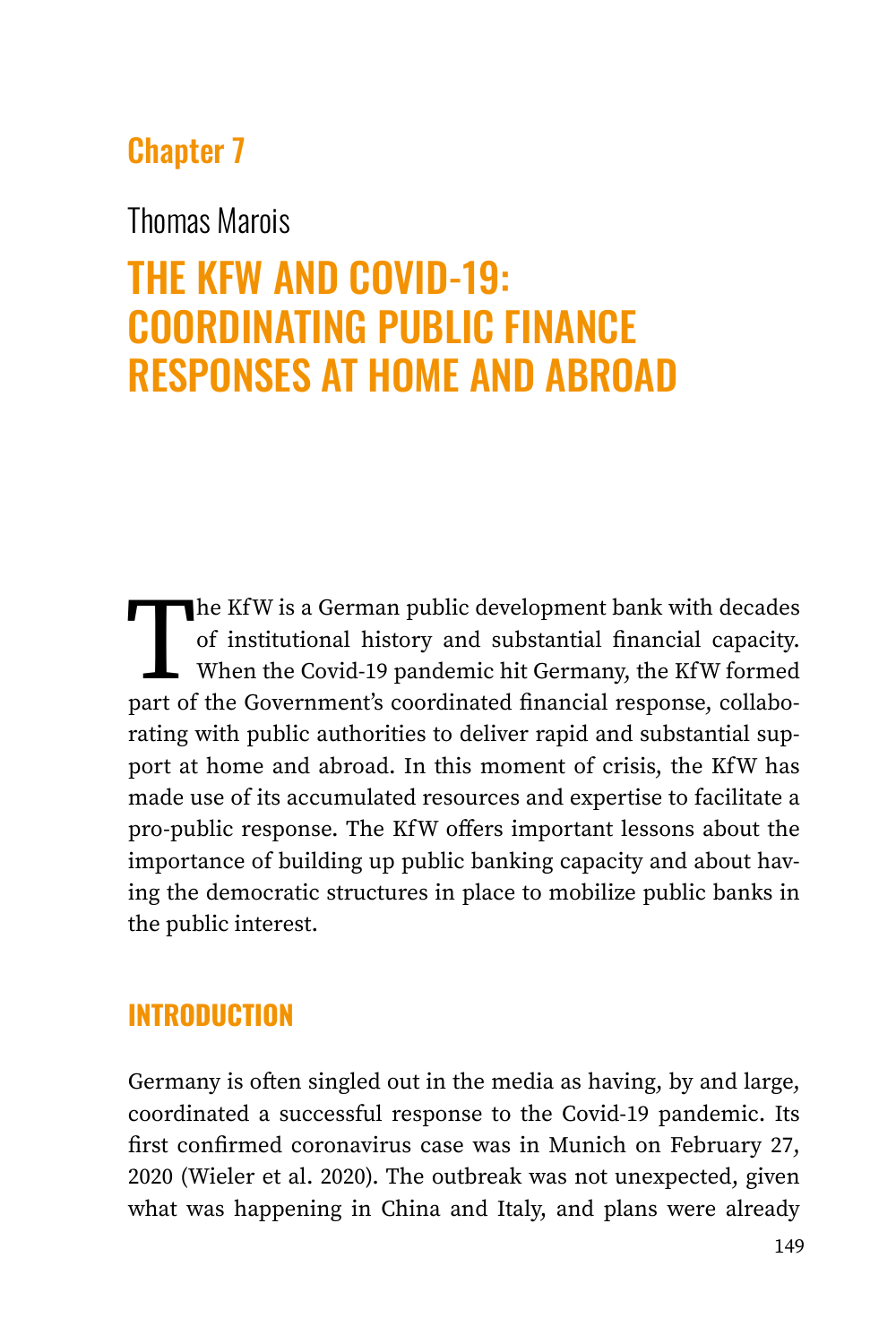## Chapter 7

Thomas Marois

# THE KFW AND COVID-19: COORDINATING PUBLIC FINANCE RESPONSES AT HOME AND ABROAD

The KfW is a German public development bank with decades of institutional history and substantial financial capacity. When the Covid-19 pandemic hit Germany, the KfW formed part of the Government's coordinated financial response, collaborating with public authorities to deliver rapid and substantial support at home and abroad. In this moment of crisis, the KfW has made use of its accumulated resources and expertise to facilitate a pro-public response. The KfW offers important lessons about the importance of building up public banking capacity and about having the democratic structures in place to mobilize public banks in the public interest.

## INTRODUCTION

Germany is often singled out in the media as having, by and large, coordinated a successful response to the Covid-19 pandemic. Its first confirmed coronavirus case was in Munich on February 27, 2020 (Wieler et al. 2020). The outbreak was not unexpected, given what was happening in China and Italy, and plans were already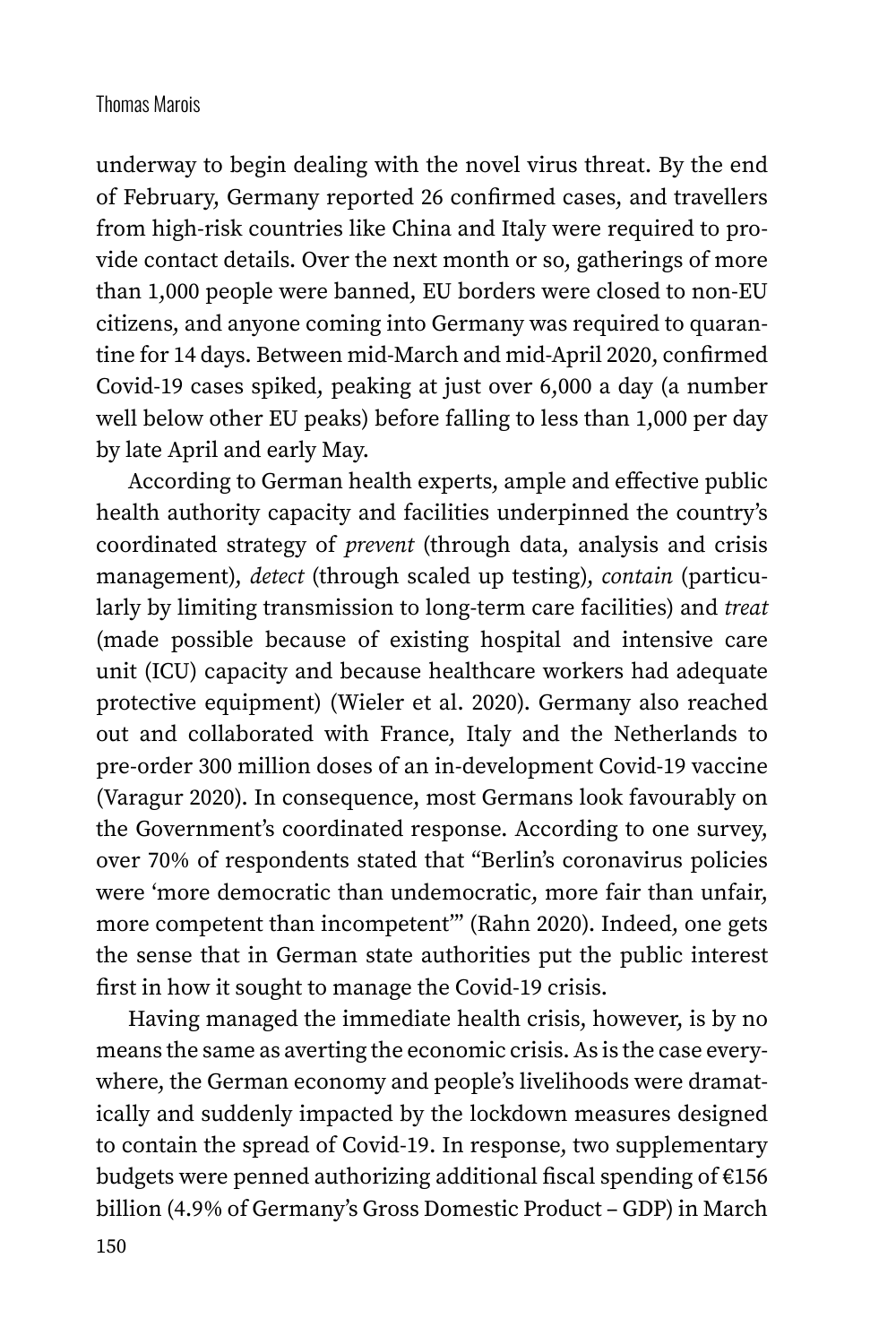underway to begin dealing with the novel virus threat. By the end of February, Germany reported 26 confirmed cases, and travellers from high-risk countries like China and Italy were required to provide contact details. Over the next month or so, gatherings of more than 1,000 people were banned, EU borders were closed to non-EU citizens, and anyone coming into Germany was required to quarantine for 14 days. Between mid-March and mid-April 2020, confirmed Covid-19 cases spiked, peaking at just over 6,000 a day (a number well below other EU peaks) before falling to less than 1,000 per day by late April and early May.

According to German health experts, ample and effective public health authority capacity and facilities underpinned the country's coordinated strategy of *prevent* (through data, analysis and crisis management), *detect* (through scaled up testing), *contain* (particularly by limiting transmission to long-term care facilities) and *treat* (made possible because of existing hospital and intensive care unit (ICU) capacity and because healthcare workers had adequate protective equipment) (Wieler et al. 2020). Germany also reached out and collaborated with France, Italy and the Netherlands to pre-order 300 million doses of an in-development Covid-19 vaccine (Varagur 2020). In consequence, most Germans look favourably on the Government's coordinated response. According to one survey, over 70% of respondents stated that "Berlin's coronavirus policies were 'more democratic than undemocratic, more fair than unfair, more competent than incompetent'" (Rahn 2020). Indeed, one gets the sense that in German state authorities put the public interest first in how it sought to manage the Covid-19 crisis.

Having managed the immediate health crisis, however, is by no means the same as averting the economic crisis. As is the case everywhere, the German economy and people's livelihoods were dramatically and suddenly impacted by the lockdown measures designed to contain the spread of Covid-19. In response, two supplementary budgets were penned authorizing additional fiscal spending of €156 billion (4.9% of Germany's Gross Domestic Product – GDP) in March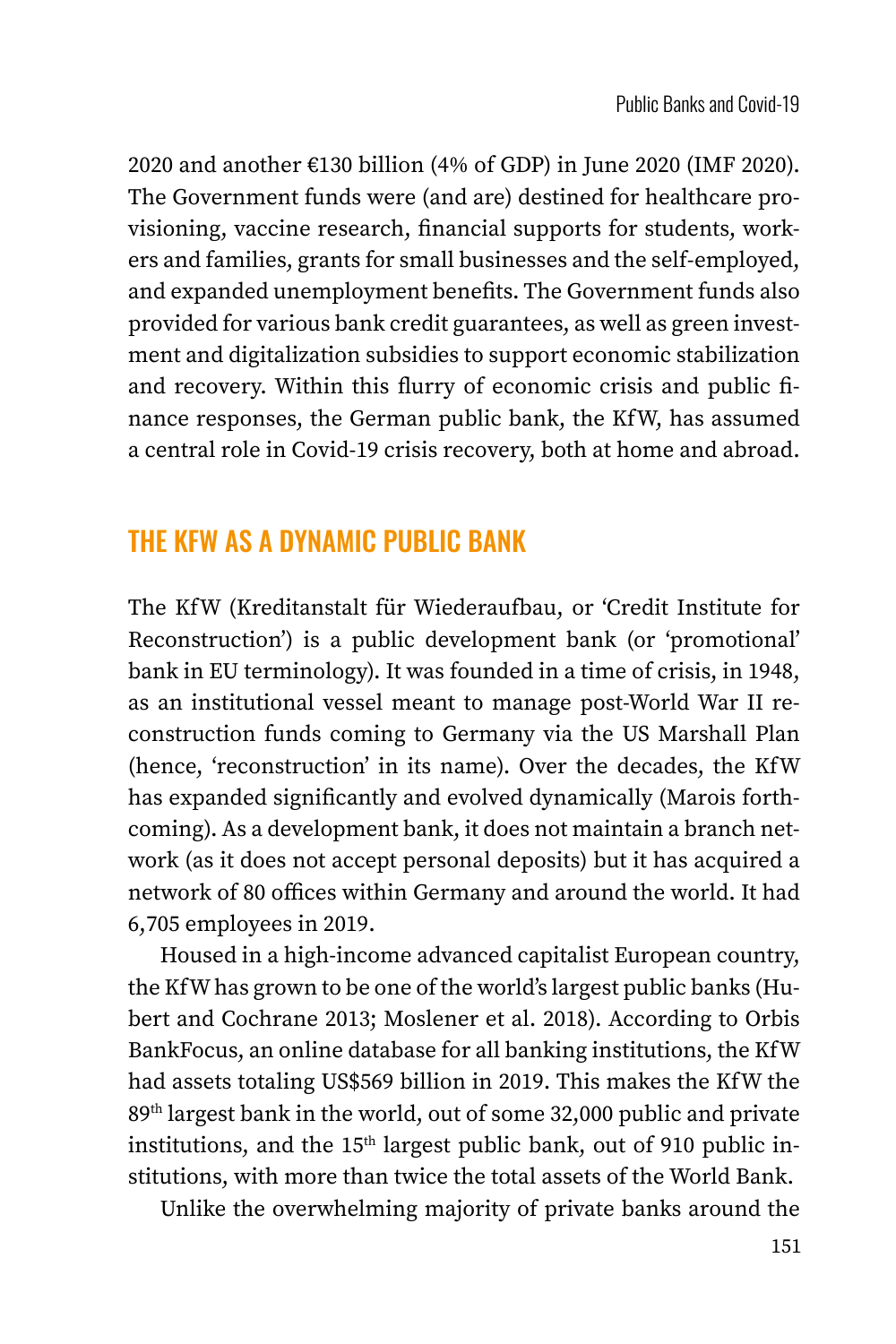2020 and another €130 billion (4% of GDP) in June 2020 (IMF 2020). The Government funds were (and are) destined for healthcare provisioning, vaccine research, financial supports for students, workers and families, grants for small businesses and the self-employed, and expanded unemployment benefits. The Government funds also provided for various bank credit guarantees, as well as green investment and digitalization subsidies to support economic stabilization and recovery. Within this flurry of economic crisis and public finance responses, the German public bank, the KfW, has assumed a central role in Covid-19 crisis recovery, both at home and abroad.

## THE KFW AS A DYNAMIC PUBLIC BANK

The KfW (Kreditanstalt für Wiederaufbau, or 'Credit Institute for Reconstruction') is a public development bank (or 'promotional' bank in EU terminology). It was founded in a time of crisis, in 1948, as an institutional vessel meant to manage post-World War II reconstruction funds coming to Germany via the US Marshall Plan (hence, 'reconstruction' in its name). Over the decades, the KfW has expanded significantly and evolved dynamically (Marois forthcoming). As a development bank, it does not maintain a branch network (as it does not accept personal deposits) but it has acquired a network of 80 offices within Germany and around the world. It had 6,705 employees in 2019.

Housed in a high-income advanced capitalist European country, the KfW has grown to be one of the world's largest public banks (Hubert and Cochrane 2013; Moslener et al. 2018). According to Orbis BankFocus, an online database for all banking institutions, the KfW had assets totaling US$569 billion in 2019. This makes the KfW the 89th largest bank in the world, out of some 32,000 public and private institutions, and the 15th largest public bank, out of 910 public institutions, with more than twice the total assets of the World Bank.

Unlike the overwhelming majority of private banks around the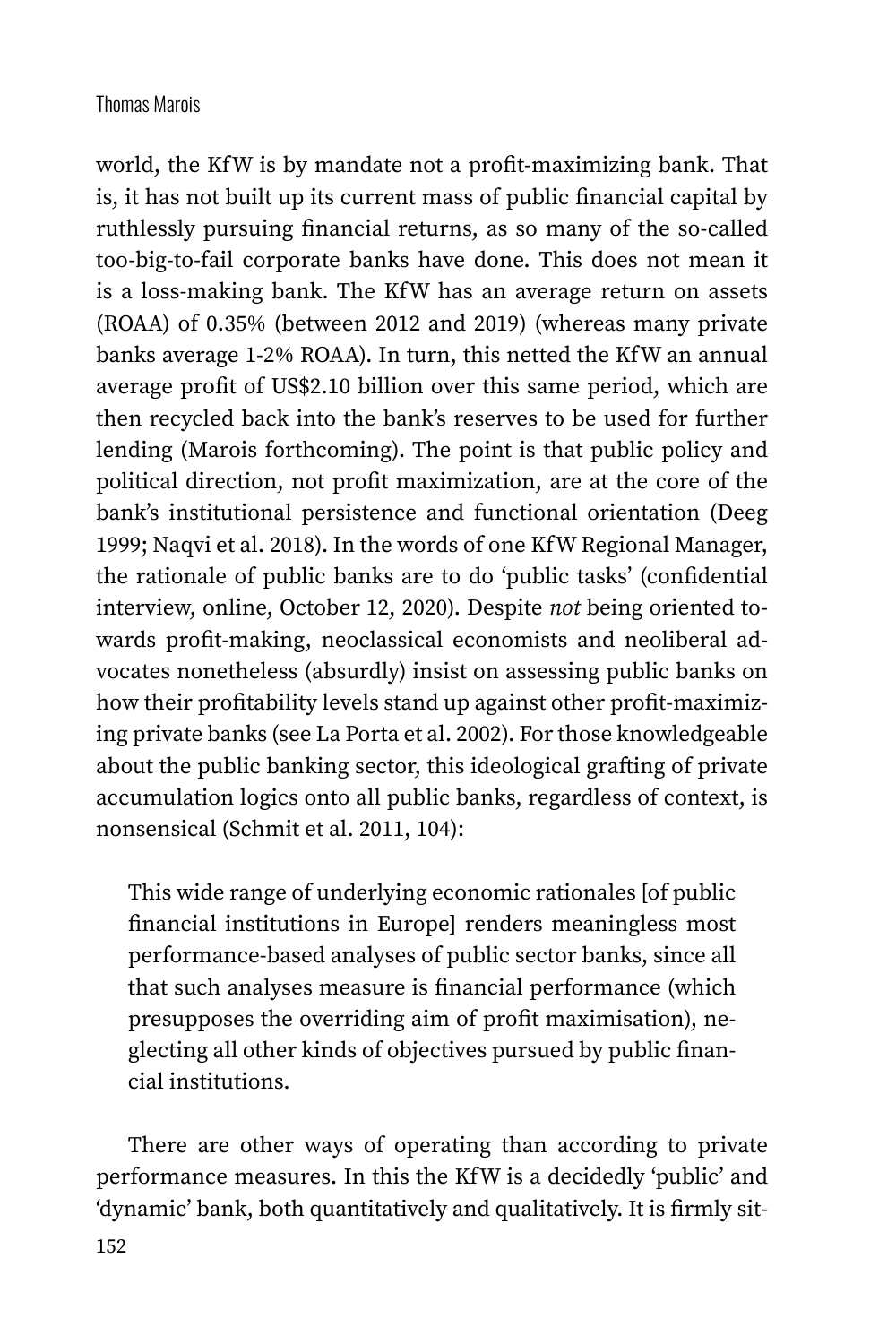world, the KfW is by mandate not a profit-maximizing bank. That is, it has not built up its current mass of public financial capital by ruthlessly pursuing financial returns, as so many of the so-called too-big-to-fail corporate banks have done. This does not mean it is a loss-making bank. The KfW has an average return on assets (ROAA) of 0.35% (between 2012 and 2019) (whereas many private banks average 1-2% ROAA). In turn, this netted the KfW an annual average profit of US$2.10 billion over this same period, which are then recycled back into the bank's reserves to be used for further lending (Marois forthcoming). The point is that public policy and political direction, not profit maximization, are at the core of the bank's institutional persistence and functional orientation (Deeg 1999; Naqvi et al. 2018). In the words of one KfW Regional Manager, the rationale of public banks are to do 'public tasks' (confidential interview, online, October 12, 2020). Despite *not* being oriented towards profit-making, neoclassical economists and neoliberal advocates nonetheless (absurdly) insist on assessing public banks on how their profitability levels stand up against other profit-maximizing private banks (see La Porta et al. 2002). For those knowledgeable about the public banking sector, this ideological grafting of private accumulation logics onto all public banks, regardless of context, is nonsensical (Schmit et al. 2011, 104):

> This wide range of underlying economic rationales [of public financial institutions in Europe] renders meaningless most performance-based analyses of public sector banks, since all that such analyses measure is financial performance (which presupposes the overriding aim of profit maximisation), neglecting all other kinds of objectives pursued by public financial institutions.

There are other ways of operating than according to private performance measures. In this the KfW is a decidedly 'public' and 'dynamic' bank, both quantitatively and qualitatively. It is firmly sit-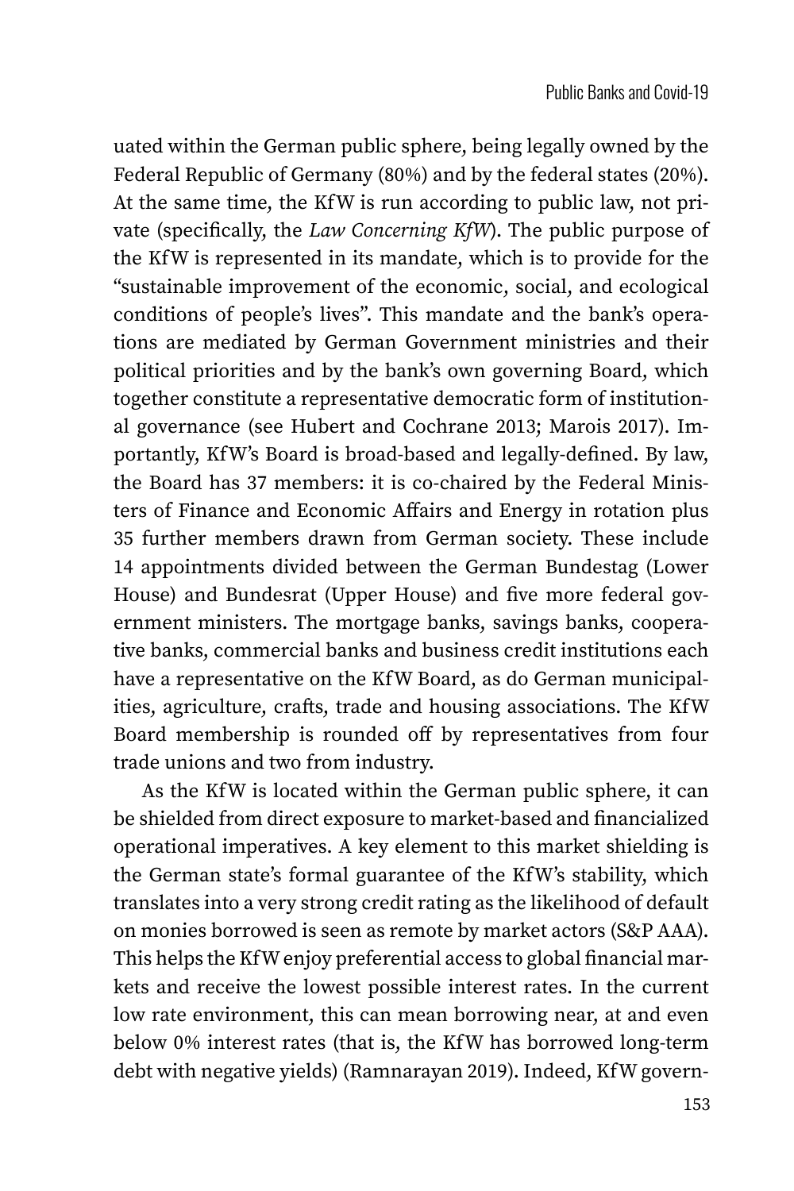uated within the German public sphere, being legally owned by the Federal Republic of Germany (80%) and by the federal states (20%). At the same time, the KfW is run according to public law, not private (specifically, the *Law Concerning KfW*). The public purpose of the KfW is represented in its mandate, which is to provide for the "sustainable improvement of the economic, social, and ecological conditions of people's lives". This mandate and the bank's operations are mediated by German Government ministries and their political priorities and by the bank's own governing Board, which together constitute a representative democratic form of institutional governance (see Hubert and Cochrane 2013; Marois 2017). Importantly, KfW's Board is broad-based and legally-defined. By law, the Board has 37 members: it is co-chaired by the Federal Ministers of Finance and Economic Affairs and Energy in rotation plus 35 further members drawn from German society. These include 14 appointments divided between the German Bundestag (Lower House) and Bundesrat (Upper House) and five more federal government ministers. The mortgage banks, savings banks, cooperative banks, commercial banks and business credit institutions each have a representative on the KfW Board, as do German municipalities, agriculture, crafts, trade and housing associations. The KfW Board membership is rounded off by representatives from four trade unions and two from industry.

As the KfW is located within the German public sphere, it can be shielded from direct exposure to market-based and financialized operational imperatives. A key element to this market shielding is the German state's formal guarantee of the KfW's stability, which translates into a very strong credit rating as the likelihood of default on monies borrowed is seen as remote by market actors (S&P AAA). This helps the KfW enjoy preferential access to global financial markets and receive the lowest possible interest rates. In the current low rate environment, this can mean borrowing near, at and even below 0% interest rates (that is, the KfW has borrowed long-term debt with negative yields) (Ramnarayan 2019). Indeed, KfW govern-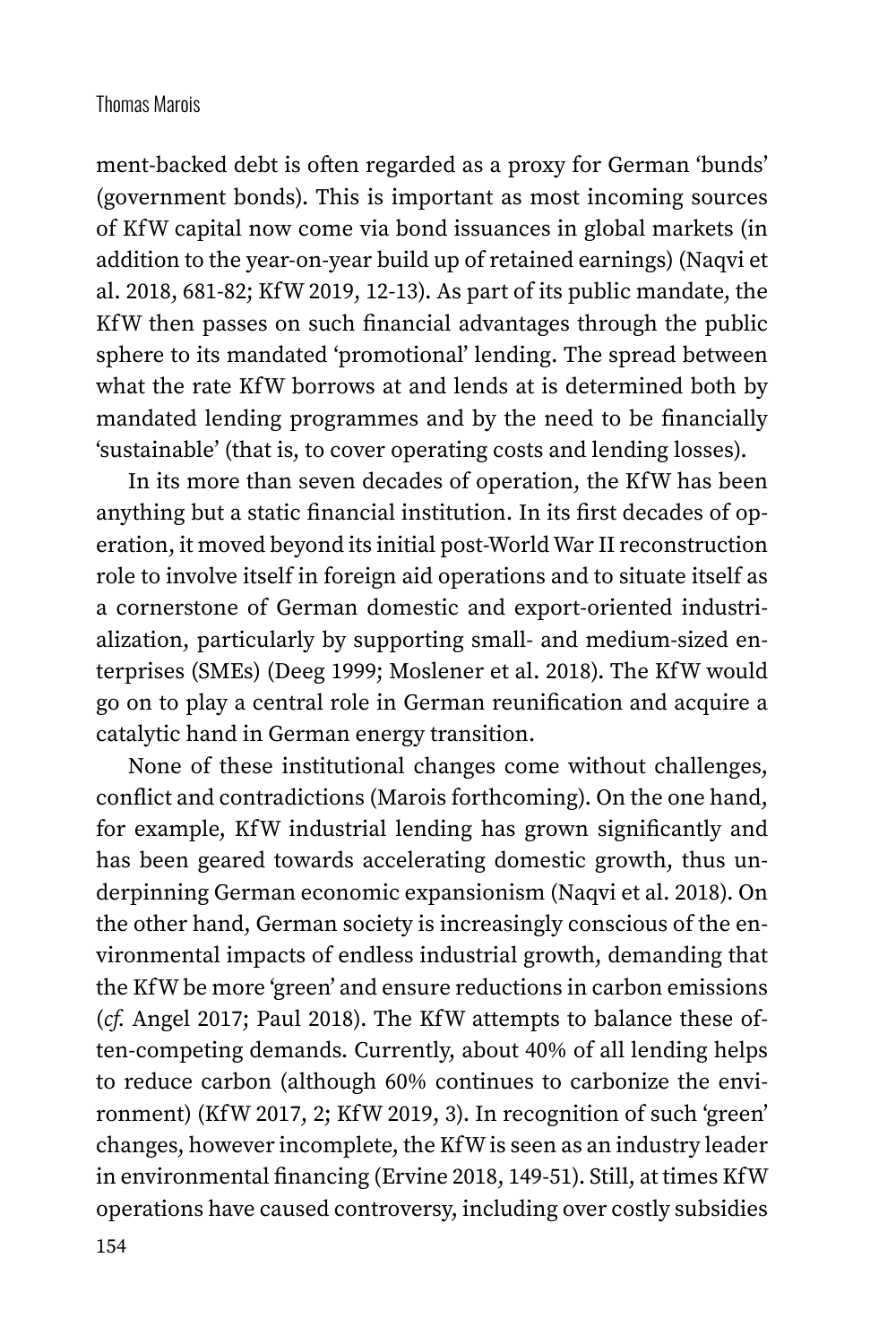ment-backed debt is often regarded as a proxy for German 'bunds' (government bonds). This is important as most incoming sources of KfW capital now come via bond issuances in global markets (in addition to the year-on-year build up of retained earnings) (Naqvi et al. 2018, 681-82; KfW 2019, 12-13). As part of its public mandate, the KfW then passes on such financial advantages through the public sphere to its mandated 'promotional' lending. The spread between what the rate KfW borrows at and lends at is determined both by mandated lending programmes and by the need to be financially 'sustainable' (that is, to cover operating costs and lending losses).

In its more than seven decades of operation, the KfW has been anything but a static financial institution. In its first decades of operation, it moved beyond its initial post-World War II reconstruction role to involve itself in foreign aid operations and to situate itself as a cornerstone of German domestic and export-oriented industrialization, particularly by supporting small- and medium-sized enterprises (SMEs) (Deeg 1999; Moslener et al. 2018). The KfW would go on to play a central role in German reunification and acquire a catalytic hand in German energy transition.

None of these institutional changes come without challenges, conflict and contradictions (Marois forthcoming). On the one hand, for example, KfW industrial lending has grown significantly and has been geared towards accelerating domestic growth, thus underpinning German economic expansionism (Naqvi et al. 2018). On the other hand, German society is increasingly conscious of the environmental impacts of endless industrial growth, demanding that the KfW be more 'green' and ensure reductions in carbon emissions (*cf.* Angel 2017; Paul 2018). The KfW attempts to balance these often-competing demands. Currently, about 40% of all lending helps to reduce carbon (although 60% continues to carbonize the environment) (KfW 2017, 2; KfW 2019, 3). In recognition of such 'green' changes, however incomplete, the KfW is seen as an industry leader in environmental financing (Ervine 2018, 149-51). Still, at times KfW operations have caused controversy, including over costly subsidies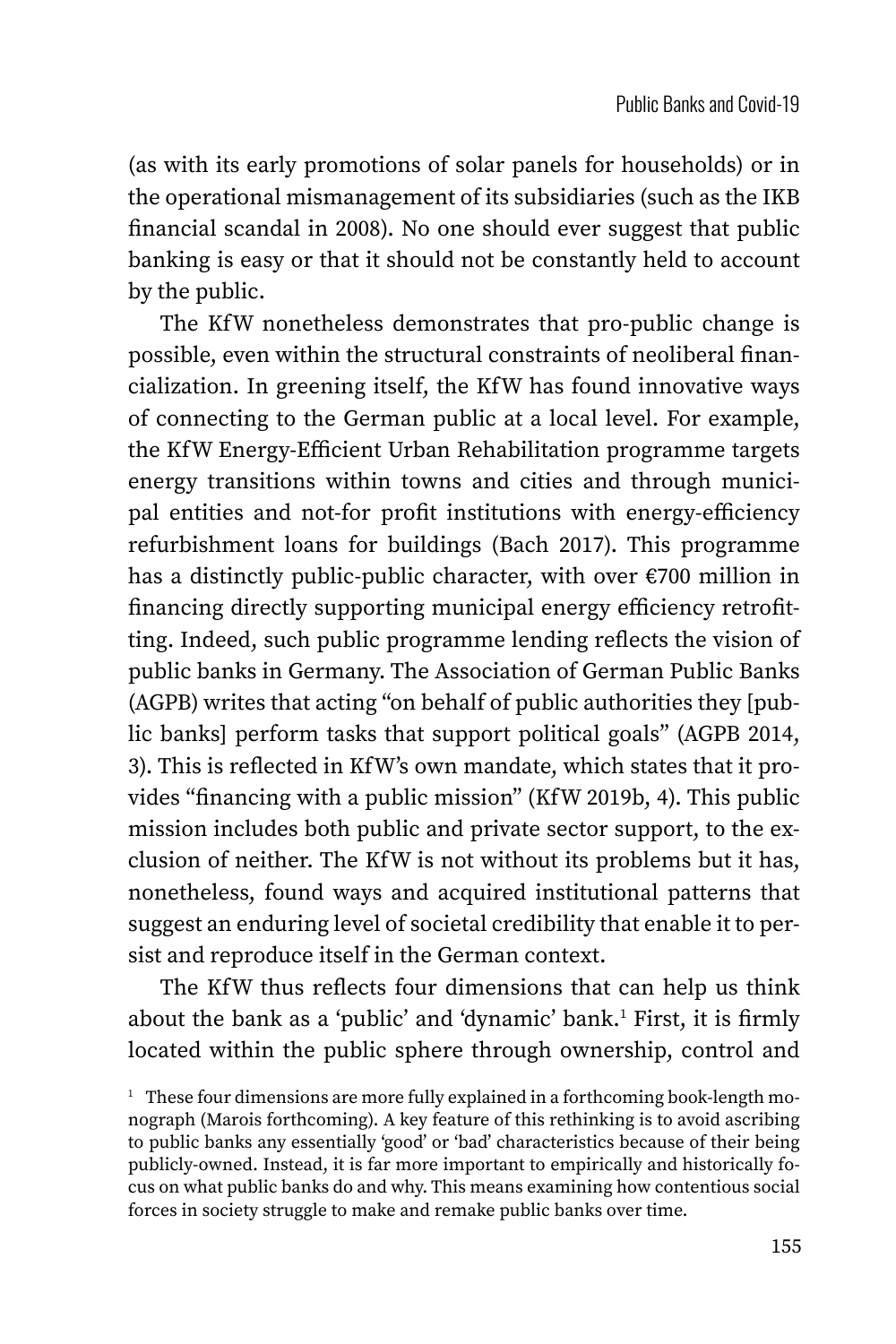(as with its early promotions of solar panels for households) or in the operational mismanagement of its subsidiaries (such as the IKB financial scandal in 2008). No one should ever suggest that public banking is easy or that it should not be constantly held to account by the public.

The KfW nonetheless demonstrates that pro-public change is possible, even within the structural constraints of neoliberal financialization. In greening itself, the KfW has found innovative ways of connecting to the German public at a local level. For example, the KfW Energy-Efficient Urban Rehabilitation programme targets energy transitions within towns and cities and through municipal entities and not-for profit institutions with energy-efficiency refurbishment loans for buildings (Bach 2017). This programme has a distinctly public-public character, with over €700 million in financing directly supporting municipal energy efficiency retrofitting. Indeed, such public programme lending reflects the vision of public banks in Germany. The Association of German Public Banks (AGPB) writes that acting "on behalf of public authorities they [public banks] perform tasks that support political goals" (AGPB 2014, 3). This is reflected in KfW's own mandate, which states that it provides "financing with a public mission" (KfW 2019b, 4). This public mission includes both public and private sector support, to the exclusion of neither. The KfW is not without its problems but it has, nonetheless, found ways and acquired institutional patterns that suggest an enduring level of societal credibility that enable it to persist and reproduce itself in the German context.

The KfW thus reflects four dimensions that can help us think about the bank as a 'public' and 'dynamic' bank.[1] First, it is firmly located within the public sphere through ownership, control and

[1] These four dimensions are more fully explained in a forthcoming book-length monograph (Marois forthcoming). A key feature of this rethinking is to avoid ascribing to public banks any essentially 'good' or 'bad' characteristics because of their being publicly-owned. Instead, it is far more important to empirically and historically focus on what public banks do and why. This means examining how contentious social forces in society struggle to make and remake public banks over time.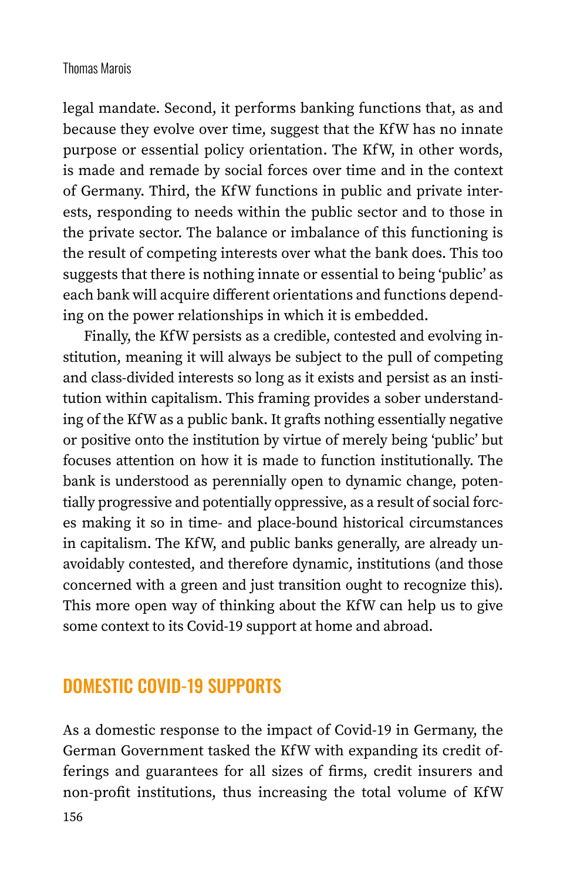legal mandate. Second, it performs banking functions that, as and because they evolve over time, suggest that the KfW has no innate purpose or essential policy orientation. The KfW, in other words, is made and remade by social forces over time and in the context of Germany. Third, the KfW functions in public and private interests, responding to needs within the public sector and to those in the private sector. The balance or imbalance of this functioning is the result of competing interests over what the bank does. This too suggests that there is nothing innate or essential to being 'public' as each bank will acquire different orientations and functions depending on the power relationships in which it is embedded.

Finally, the KfW persists as a credible, contested and evolving institution, meaning it will always be subject to the pull of competing and class-divided interests so long as it exists and persist as an institution within capitalism. This framing provides a sober understanding of the KfW as a public bank. It grafts nothing essentially negative or positive onto the institution by virtue of merely being 'public' but focuses attention on how it is made to function institutionally. The bank is understood as perennially open to dynamic change, potentially progressive and potentially oppressive, as a result of social forces making it so in time- and place-bound historical circumstances in capitalism. The KfW, and public banks generally, are already unavoidably contested, and therefore dynamic, institutions (and those concerned with a green and just transition ought to recognize this). This more open way of thinking about the KfW can help us to give some context to its Covid-19 support at home and abroad.

## DOMESTIC COVID-19 SUPPORTS

As a domestic response to the impact of Covid-19 in Germany, the German Government tasked the KfW with expanding its credit offerings and guarantees for all sizes of firms, credit insurers and non-profit institutions, thus increasing the total volume of KfW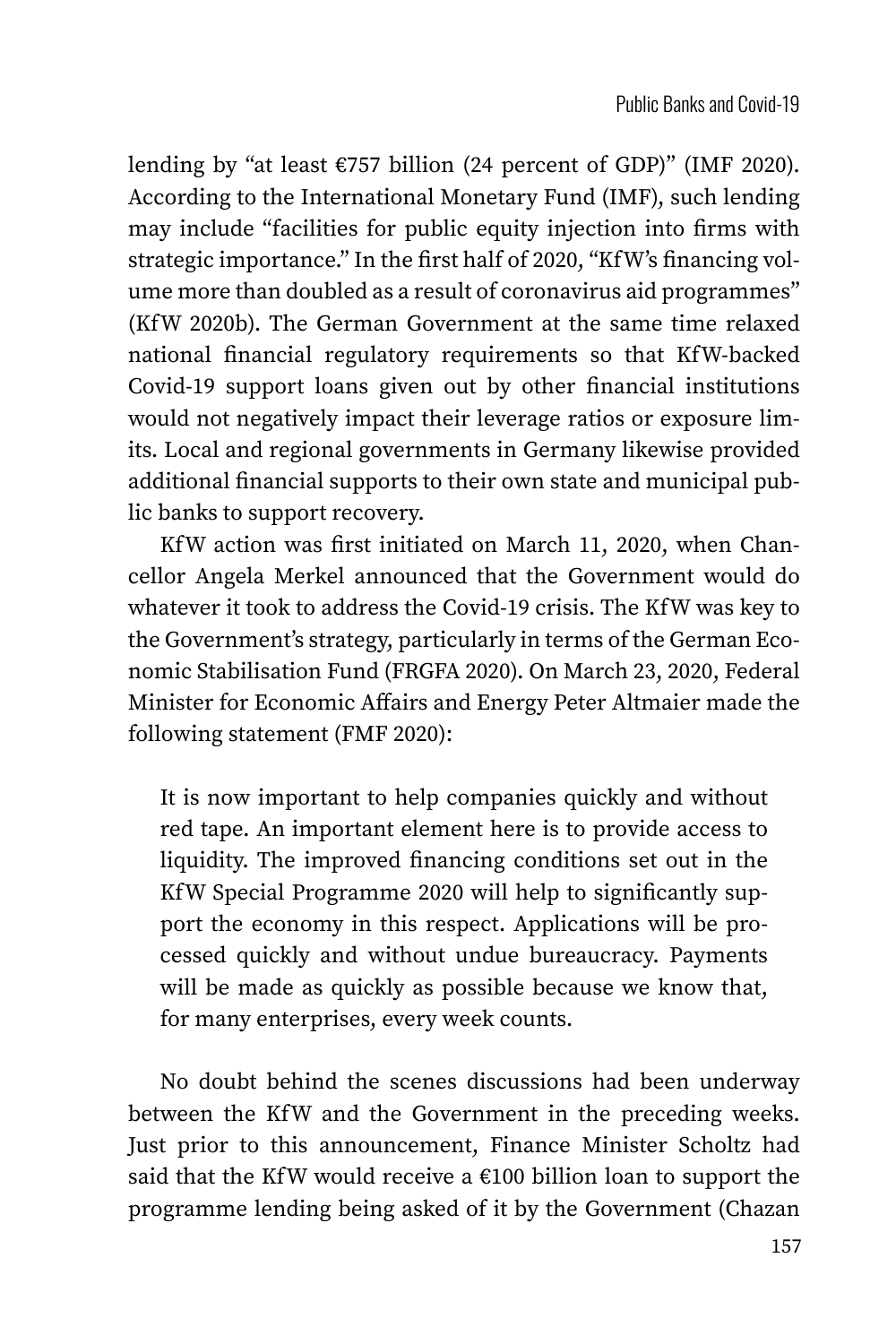lending by "at least €757 billion (24 percent of GDP)" (IMF 2020). According to the International Monetary Fund (IMF), such lending may include "facilities for public equity injection into firms with strategic importance." In the first half of 2020, "KfW's financing volume more than doubled as a result of coronavirus aid programmes" (KfW 2020b). The German Government at the same time relaxed national financial regulatory requirements so that KfW-backed Covid-19 support loans given out by other financial institutions would not negatively impact their leverage ratios or exposure limits. Local and regional governments in Germany likewise provided additional financial supports to their own state and municipal public banks to support recovery.

KfW action was first initiated on March 11, 2020, when Chancellor Angela Merkel announced that the Government would do whatever it took to address the Covid-19 crisis. The KfW was key to the Government's strategy, particularly in terms of the German Economic Stabilisation Fund (FRGFA 2020). On March 23, 2020, Federal Minister for Economic Affairs and Energy Peter Altmaier made the following statement (FMF 2020):

> It is now important to help companies quickly and without red tape. An important element here is to provide access to liquidity. The improved financing conditions set out in the KfW Special Programme 2020 will help to significantly support the economy in this respect. Applications will be processed quickly and without undue bureaucracy. Payments will be made as quickly as possible because we know that, for many enterprises, every week counts.

No doubt behind the scenes discussions had been underway between the KfW and the Government in the preceding weeks. Just prior to this announcement, Finance Minister Scholtz had said that the KfW would receive a €100 billion loan to support the programme lending being asked of it by the Government (Chazan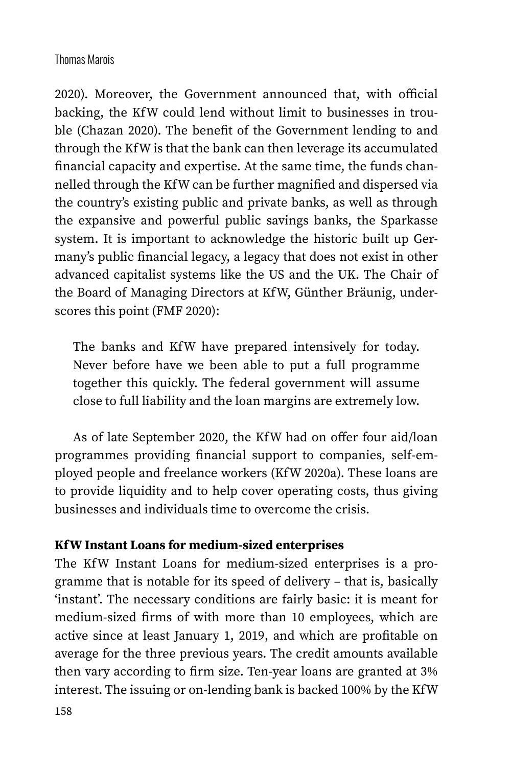2020). Moreover, the Government announced that, with official backing, the KfW could lend without limit to businesses in trouble (Chazan 2020). The benefit of the Government lending to and through the KfW is that the bank can then leverage its accumulated financial capacity and expertise. At the same time, the funds channelled through the KfW can be further magnified and dispersed via the country's existing public and private banks, as well as through the expansive and powerful public savings banks, the Sparkasse system. It is important to acknowledge the historic built up Germany's public financial legacy, a legacy that does not exist in other advanced capitalist systems like the US and the UK. The Chair of the Board of Managing Directors at KfW, Günther Bräunig, underscores this point (FMF 2020):

> The banks and KfW have prepared intensively for today. Never before have we been able to put a full programme together this quickly. The federal government will assume close to full liability and the loan margins are extremely low.

As of late September 2020, the KfW had on offer four aid/loan programmes providing financial support to companies, self-employed people and freelance workers (KfW 2020a). These loans are to provide liquidity and to help cover operating costs, thus giving businesses and individuals time to overcome the crisis.

**KfW Instant Loans for medium-sized enterprises**

The KfW Instant Loans for medium-sized enterprises is a programme that is notable for its speed of delivery – that is, basically 'instant'. The necessary conditions are fairly basic: it is meant for medium-sized firms of with more than 10 employees, which are active since at least January 1, 2019, and which are profitable on average for the three previous years. The credit amounts available then vary according to firm size. Ten-year loans are granted at 3% interest. The issuing or on-lending bank is backed 100% by the KfW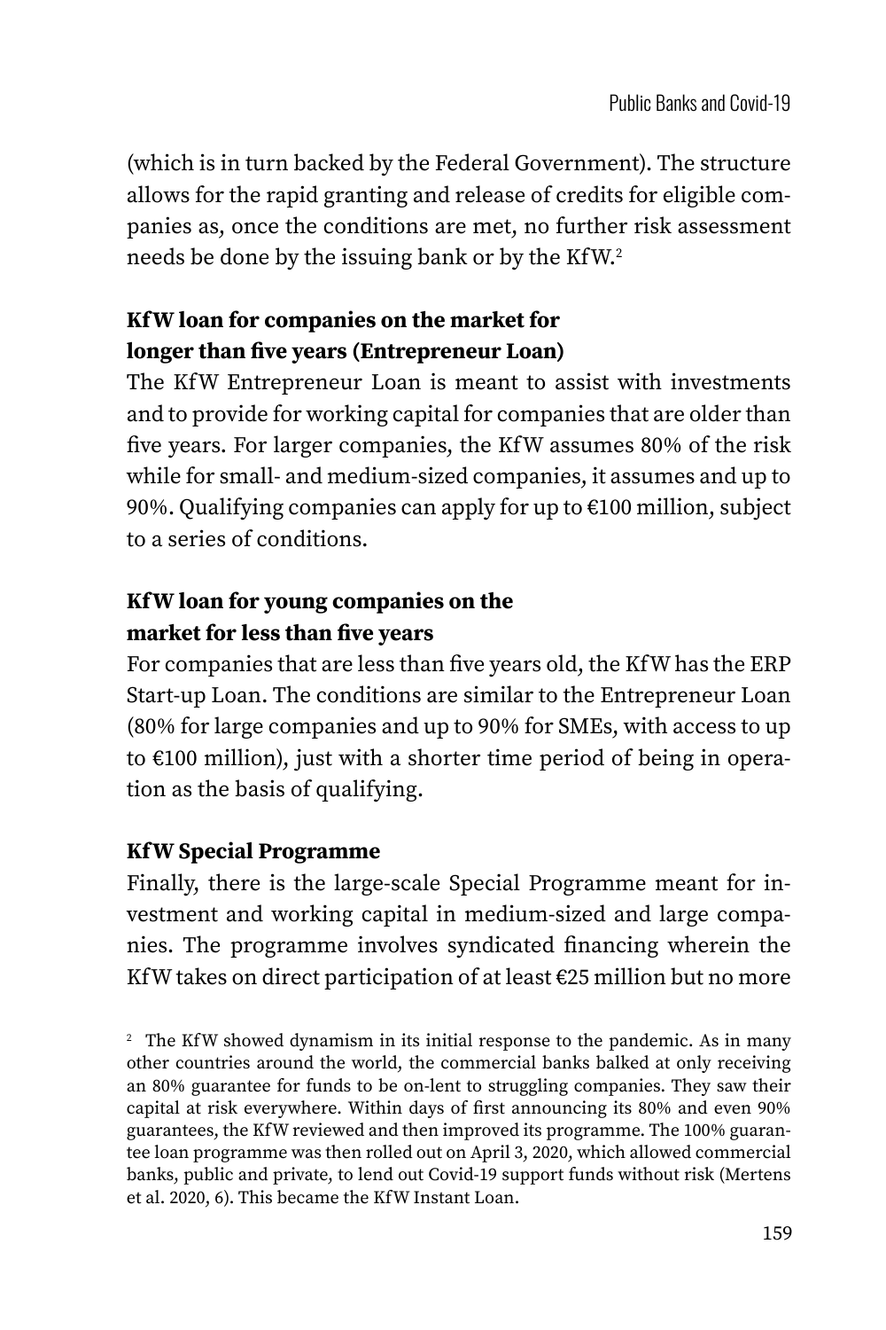(which is in turn backed by the Federal Government). The structure allows for the rapid granting and release of credits for eligible companies as, once the conditions are met, no further risk assessment needs be done by the issuing bank or by the KfW.[2]

### KfW loan for companies on the market for longer than five years (Entrepreneur Loan)

The KfW Entrepreneur Loan is meant to assist with investments and to provide for working capital for companies that are older than five years. For larger companies, the KfW assumes 80% of the risk while for small- and medium-sized companies, it assumes and up to 90%. Qualifying companies can apply for up to €100 million, subject to a series of conditions.

### KfW loan for young companies on the market for less than five years

For companies that are less than five years old, the KfW has the ERP Start-up Loan. The conditions are similar to the Entrepreneur Loan (80% for large companies and up to 90% for SMEs, with access to up to €100 million), just with a shorter time period of being in operation as the basis of qualifying.

### KfW Special Programme

Finally, there is the large-scale Special Programme meant for investment and working capital in medium-sized and large companies. The programme involves syndicated financing wherein the KfW takes on direct participation of at least €25 million but no more

[2] The KfW showed dynamism in its initial response to the pandemic. As in many other countries around the world, the commercial banks balked at only receiving an 80% guarantee for funds to be on-lent to struggling companies. They saw their capital at risk everywhere. Within days of first announcing its 80% and even 90% guarantees, the KfW reviewed and then improved its programme. The 100% guarantee loan programme was then rolled out on April 3, 2020, which allowed commercial banks, public and private, to lend out Covid-19 support funds without risk (Mertens et al. 2020, 6). This became the KfW Instant Loan.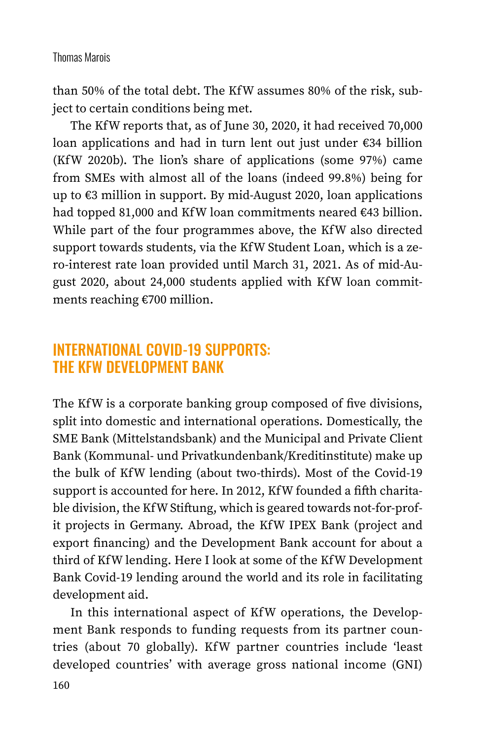than 50% of the total debt. The KfW assumes 80% of the risk, subject to certain conditions being met.

The KfW reports that, as of June 30, 2020, it had received 70,000 loan applications and had in turn lent out just under €34 billion (KfW 2020b). The lion's share of applications (some 97%) came from SMEs with almost all of the loans (indeed 99.8%) being for up to €3 million in support. By mid-August 2020, loan applications had topped 81,000 and KfW loan commitments neared €43 billion. While part of the four programmes above, the KfW also directed support towards students, via the KfW Student Loan, which is a zero-interest rate loan provided until March 31, 2021. As of mid-August 2020, about 24,000 students applied with KfW loan commitments reaching €700 million.

## INTERNATIONAL COVID-19 SUPPORTS: THE KFW DEVELOPMENT BANK

The KfW is a corporate banking group composed of five divisions, split into domestic and international operations. Domestically, the SME Bank (Mittelstandsbank) and the Municipal and Private Client Bank (Kommunal- und Privatkundenbank/Kreditinstitute) make up the bulk of KfW lending (about two-thirds). Most of the Covid-19 support is accounted for here. In 2012, KfW founded a fifth charitable division, the KfW Stiftung, which is geared towards not-for-profit projects in Germany. Abroad, the KfW IPEX Bank (project and export financing) and the Development Bank account for about a third of KfW lending. Here I look at some of the KfW Development Bank Covid-19 lending around the world and its role in facilitating development aid.

In this international aspect of KfW operations, the Development Bank responds to funding requests from its partner countries (about 70 globally). KfW partner countries include 'least developed countries' with average gross national income (GNI)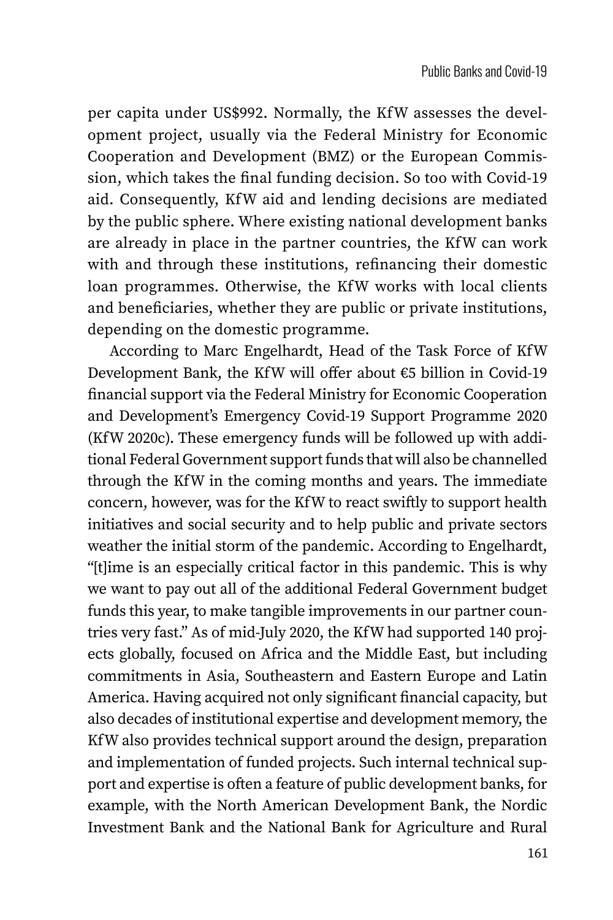per capita under US$992. Normally, the KfW assesses the development project, usually via the Federal Ministry for Economic Cooperation and Development (BMZ) or the European Commission, which takes the final funding decision. So too with Covid-19 aid. Consequently, KfW aid and lending decisions are mediated by the public sphere. Where existing national development banks are already in place in the partner countries, the KfW can work with and through these institutions, refinancing their domestic loan programmes. Otherwise, the KfW works with local clients and beneficiaries, whether they are public or private institutions, depending on the domestic programme.

According to Marc Engelhardt, Head of the Task Force of KfW Development Bank, the KfW will offer about €5 billion in Covid-19 financial support via the Federal Ministry for Economic Cooperation and Development's Emergency Covid-19 Support Programme 2020 (KfW 2020c). These emergency funds will be followed up with additional Federal Government support funds that will also be channelled through the KfW in the coming months and years. The immediate concern, however, was for the KfW to react swiftly to support health initiatives and social security and to help public and private sectors weather the initial storm of the pandemic. According to Engelhardt, "[t]ime is an especially critical factor in this pandemic. This is why we want to pay out all of the additional Federal Government budget funds this year, to make tangible improvements in our partner countries very fast." As of mid-July 2020, the KfW had supported 140 projects globally, focused on Africa and the Middle East, but including commitments in Asia, Southeastern and Eastern Europe and Latin America. Having acquired not only significant financial capacity, but also decades of institutional expertise and development memory, the KfW also provides technical support around the design, preparation and implementation of funded projects. Such internal technical support and expertise is often a feature of public development banks, for example, with the North American Development Bank, the Nordic Investment Bank and the National Bank for Agriculture and Rural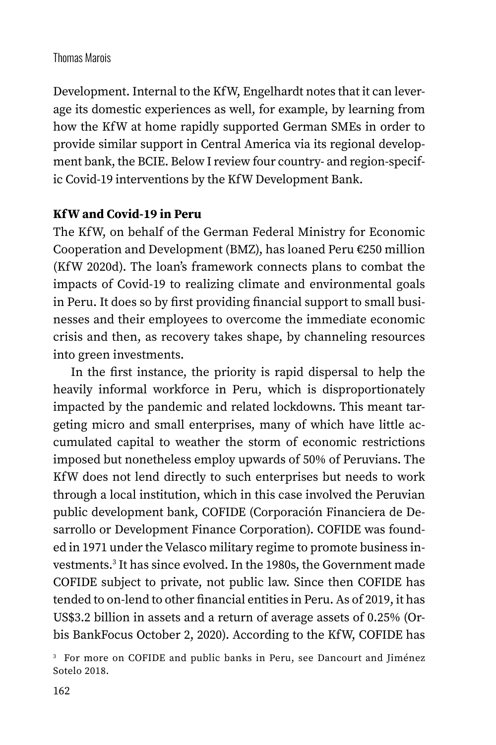Development. Internal to the KfW, Engelhardt notes that it can leverage its domestic experiences as well, for example, by learning from how the KfW at home rapidly supported German SMEs in order to provide similar support in Central America via its regional development bank, the BCIE. Below I review four country- and region-specific Covid-19 interventions by the KfW Development Bank.

**KfW and Covid-19 in Peru**

The KfW, on behalf of the German Federal Ministry for Economic Cooperation and Development (BMZ), has loaned Peru €250 million (KfW 2020d). The loan's framework connects plans to combat the impacts of Covid-19 to realizing climate and environmental goals in Peru. It does so by first providing financial support to small businesses and their employees to overcome the immediate economic crisis and then, as recovery takes shape, by channeling resources into green investments.

In the first instance, the priority is rapid dispersal to help the heavily informal workforce in Peru, which is disproportionately impacted by the pandemic and related lockdowns. This meant targeting micro and small enterprises, many of which have little accumulated capital to weather the storm of economic restrictions imposed but nonetheless employ upwards of 50% of Peruvians. The KfW does not lend directly to such enterprises but needs to work through a local institution, which in this case involved the Peruvian public development bank, COFIDE (Corporación Financiera de Desarrollo or Development Finance Corporation). COFIDE was founded in 1971 under the Velasco military regime to promote business investments.[3] It has since evolved. In the 1980s, the Government made COFIDE subject to private, not public law. Since then COFIDE has tended to on-lend to other financial entities in Peru. As of 2019, it has US$3.2 billion in assets and a return of average assets of 0.25% (Orbis BankFocus October 2, 2020). According to the KfW, COFIDE has

[3] For more on COFIDE and public banks in Peru, see Dancourt and Jiménez Sotelo 2018.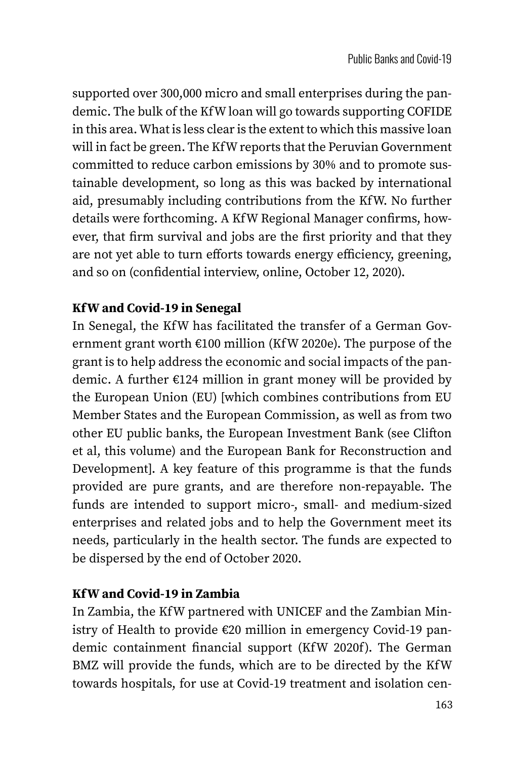supported over 300,000 micro and small enterprises during the pandemic. The bulk of the KfW loan will go towards supporting COFIDE in this area. What is less clear is the extent to which this massive loan will in fact be green. The KfW reports that the Peruvian Government committed to reduce carbon emissions by 30% and to promote sustainable development, so long as this was backed by international aid, presumably including contributions from the KfW. No further details were forthcoming. A KfW Regional Manager confirms, however, that firm survival and jobs are the first priority and that they are not yet able to turn efforts towards energy efficiency, greening, and so on (confidential interview, online, October 12, 2020).

**KfW and Covid-19 in Senegal**

In Senegal, the KfW has facilitated the transfer of a German Government grant worth €100 million (KfW 2020e). The purpose of the grant is to help address the economic and social impacts of the pandemic. A further €124 million in grant money will be provided by the European Union (EU) [which combines contributions from EU Member States and the European Commission, as well as from two other EU public banks, the European Investment Bank (see Clifton et al, this volume) and the European Bank for Reconstruction and Development]. A key feature of this programme is that the funds provided are pure grants, and are therefore non-repayable. The funds are intended to support micro-, small- and medium-sized enterprises and related jobs and to help the Government meet its needs, particularly in the health sector. The funds are expected to be dispersed by the end of October 2020.

**KfW and Covid-19 in Zambia**

In Zambia, the KfW partnered with UNICEF and the Zambian Ministry of Health to provide €20 million in emergency Covid-19 pandemic containment financial support (KfW 2020f). The German BMZ will provide the funds, which are to be directed by the KfW towards hospitals, for use at Covid-19 treatment and isolation cen-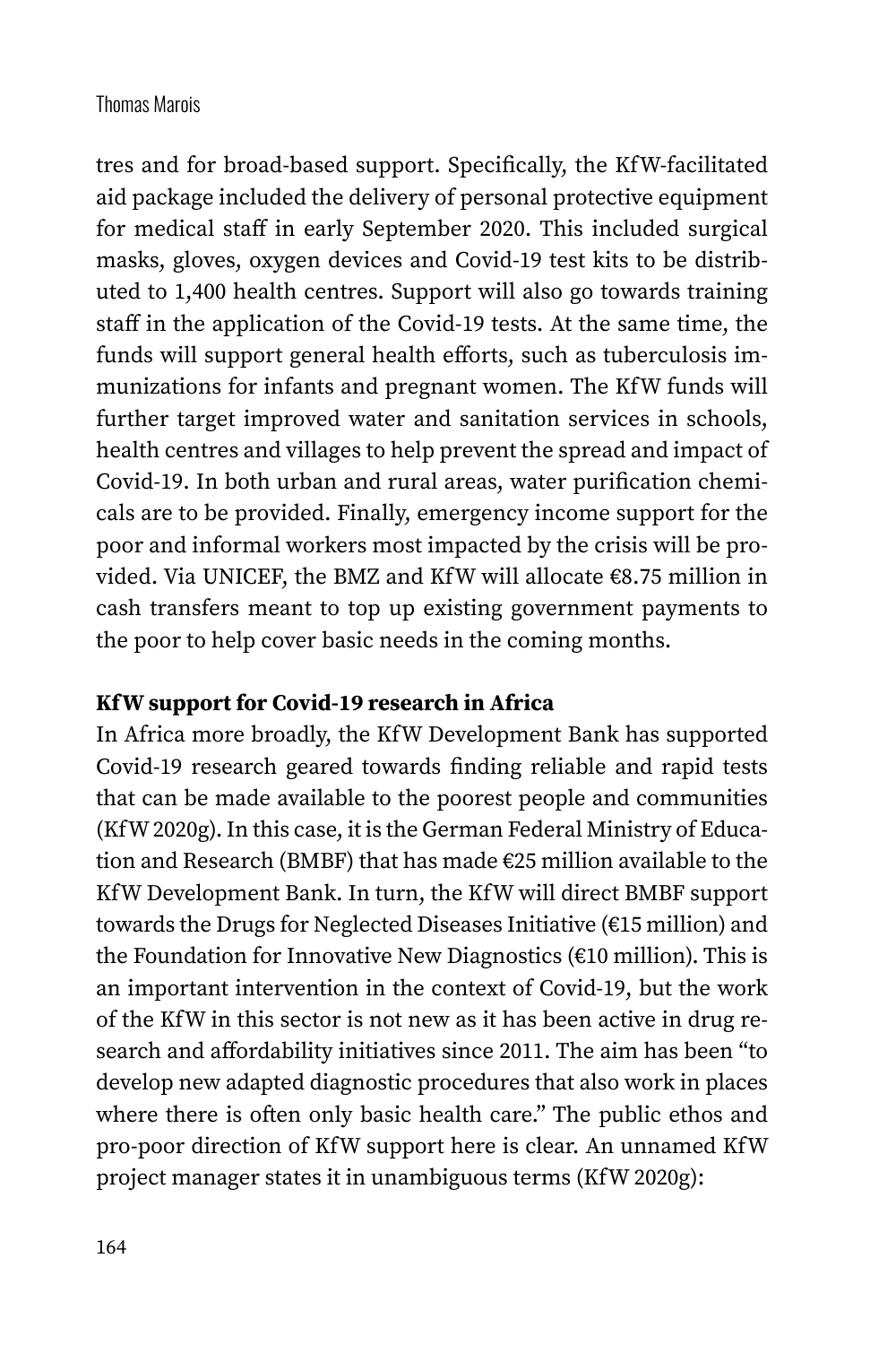tres and for broad-based support. Specifically, the KfW-facilitated aid package included the delivery of personal protective equipment for medical staff in early September 2020. This included surgical masks, gloves, oxygen devices and Covid-19 test kits to be distributed to 1,400 health centres. Support will also go towards training staff in the application of the Covid-19 tests. At the same time, the funds will support general health efforts, such as tuberculosis immunizations for infants and pregnant women. The KfW funds will further target improved water and sanitation services in schools, health centres and villages to help prevent the spread and impact of Covid-19. In both urban and rural areas, water purification chemicals are to be provided. Finally, emergency income support for the poor and informal workers most impacted by the crisis will be provided. Via UNICEF, the BMZ and KfW will allocate €8.75 million in cash transfers meant to top up existing government payments to the poor to help cover basic needs in the coming months.

**KfW support for Covid-19 research in Africa**

In Africa more broadly, the KfW Development Bank has supported Covid-19 research geared towards finding reliable and rapid tests that can be made available to the poorest people and communities (KfW 2020g). In this case, it is the German Federal Ministry of Education and Research (BMBF) that has made €25 million available to the KfW Development Bank. In turn, the KfW will direct BMBF support towards the Drugs for Neglected Diseases Initiative (€15 million) and the Foundation for Innovative New Diagnostics (€10 million). This is an important intervention in the context of Covid-19, but the work of the KfW in this sector is not new as it has been active in drug research and affordability initiatives since 2011. The aim has been "to develop new adapted diagnostic procedures that also work in places where there is often only basic health care." The public ethos and pro-poor direction of KfW support here is clear. An unnamed KfW project manager states it in unambiguous terms (KfW 2020g):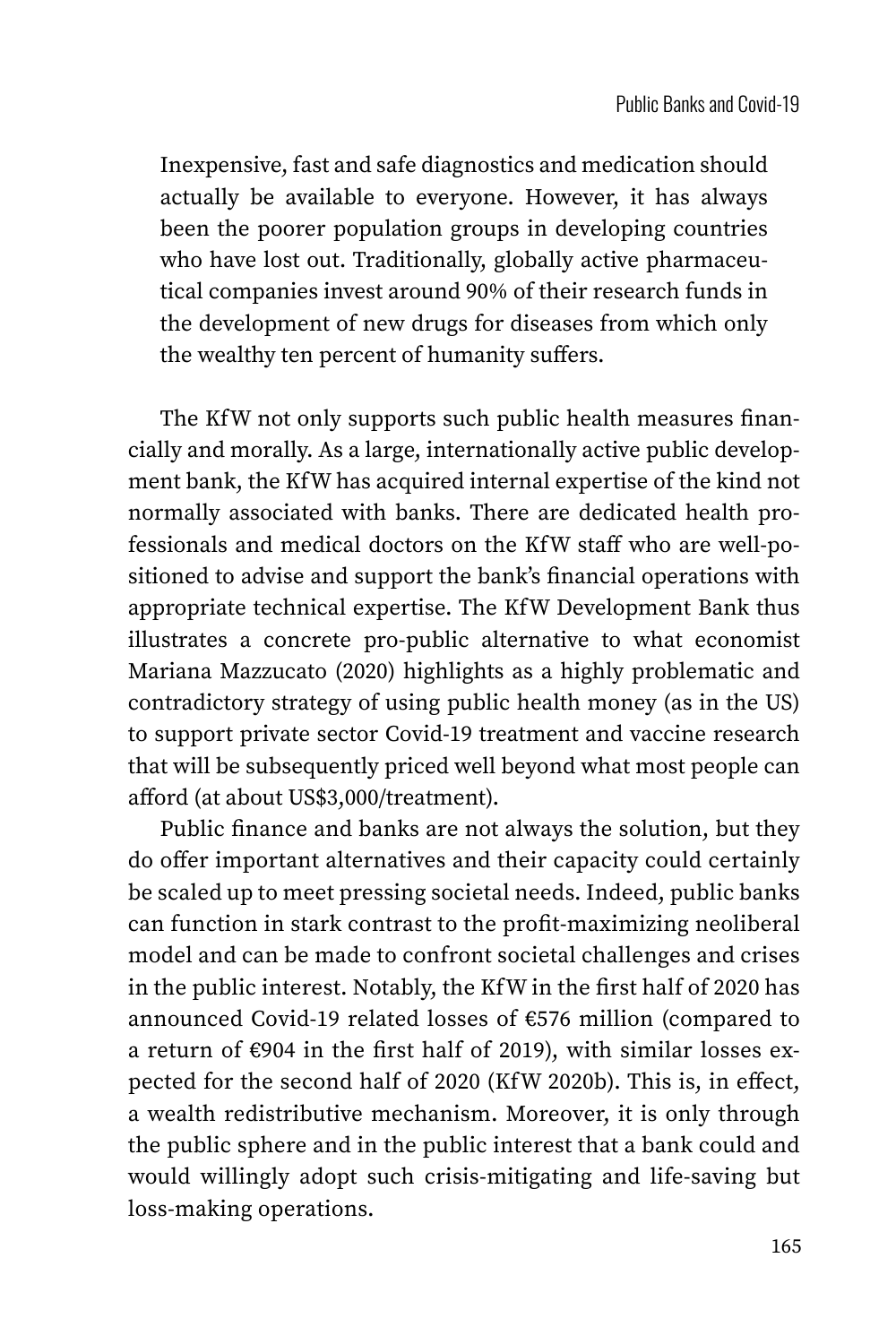> Inexpensive, fast and safe diagnostics and medication should actually be available to everyone. However, it has always been the poorer population groups in developing countries who have lost out. Traditionally, globally active pharmaceutical companies invest around 90% of their research funds in the development of new drugs for diseases from which only the wealthy ten percent of humanity suffers.

The KfW not only supports such public health measures financially and morally. As a large, internationally active public development bank, the KfW has acquired internal expertise of the kind not normally associated with banks. There are dedicated health professionals and medical doctors on the KfW staff who are well-positioned to advise and support the bank's financial operations with appropriate technical expertise. The KfW Development Bank thus illustrates a concrete pro-public alternative to what economist Mariana Mazzucato (2020) highlights as a highly problematic and contradictory strategy of using public health money (as in the US) to support private sector Covid-19 treatment and vaccine research that will be subsequently priced well beyond what most people can afford (at about US$3,000/treatment).

Public finance and banks are not always the solution, but they do offer important alternatives and their capacity could certainly be scaled up to meet pressing societal needs. Indeed, public banks can function in stark contrast to the profit-maximizing neoliberal model and can be made to confront societal challenges and crises in the public interest. Notably, the KfW in the first half of 2020 has announced Covid-19 related losses of €576 million (compared to a return of €904 in the first half of 2019), with similar losses expected for the second half of 2020 (KfW 2020b). This is, in effect, a wealth redistributive mechanism. Moreover, it is only through the public sphere and in the public interest that a bank could and would willingly adopt such crisis-mitigating and life-saving but loss-making operations.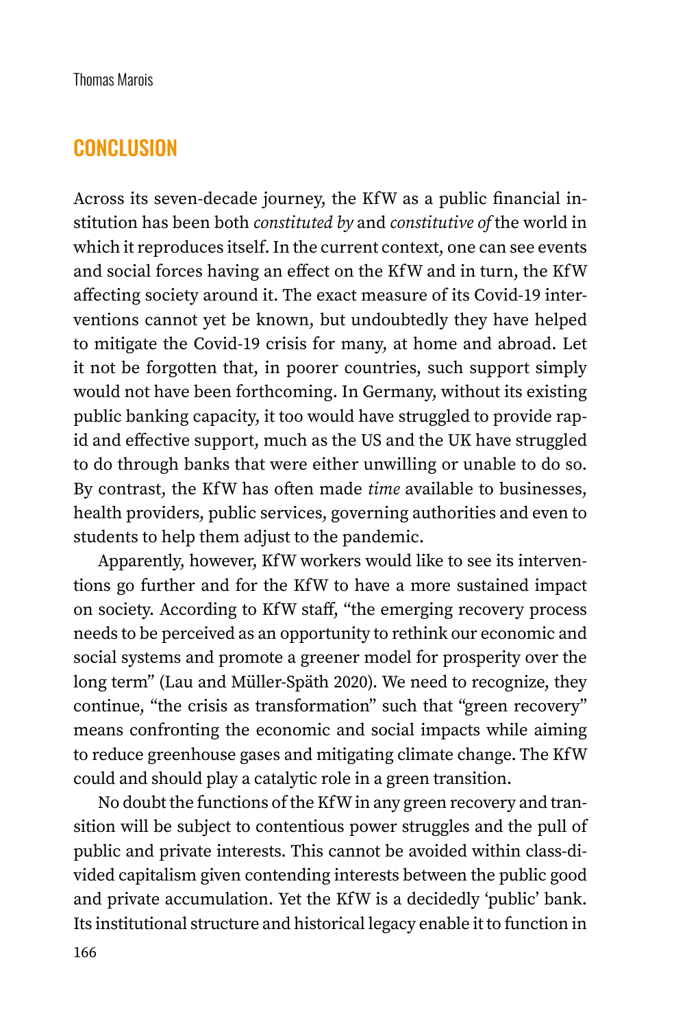## CONCLUSION

Across its seven-decade journey, the KfW as a public financial institution has been both *constituted by* and *constitutive of* the world in which it reproduces itself. In the current context, one can see events and social forces having an effect on the KfW and in turn, the KfW affecting society around it. The exact measure of its Covid-19 interventions cannot yet be known, but undoubtedly they have helped to mitigate the Covid-19 crisis for many, at home and abroad. Let it not be forgotten that, in poorer countries, such support simply would not have been forthcoming. In Germany, without its existing public banking capacity, it too would have struggled to provide rapid and effective support, much as the US and the UK have struggled to do through banks that were either unwilling or unable to do so. By contrast, the KfW has often made *time* available to businesses, health providers, public services, governing authorities and even to students to help them adjust to the pandemic.

Apparently, however, KfW workers would like to see its interventions go further and for the KfW to have a more sustained impact on society. According to KfW staff, "the emerging recovery process needs to be perceived as an opportunity to rethink our economic and social systems and promote a greener model for prosperity over the long term" (Lau and Müller-Späth 2020). We need to recognize, they continue, "the crisis as transformation" such that "green recovery" means confronting the economic and social impacts while aiming to reduce greenhouse gases and mitigating climate change. The KfW could and should play a catalytic role in a green transition.

No doubt the functions of the KfW in any green recovery and transition will be subject to contentious power struggles and the pull of public and private interests. This cannot be avoided within class-divided capitalism given contending interests between the public good and private accumulation. Yet the KfW is a decidedly 'public' bank. Its institutional structure and historical legacy enable it to function in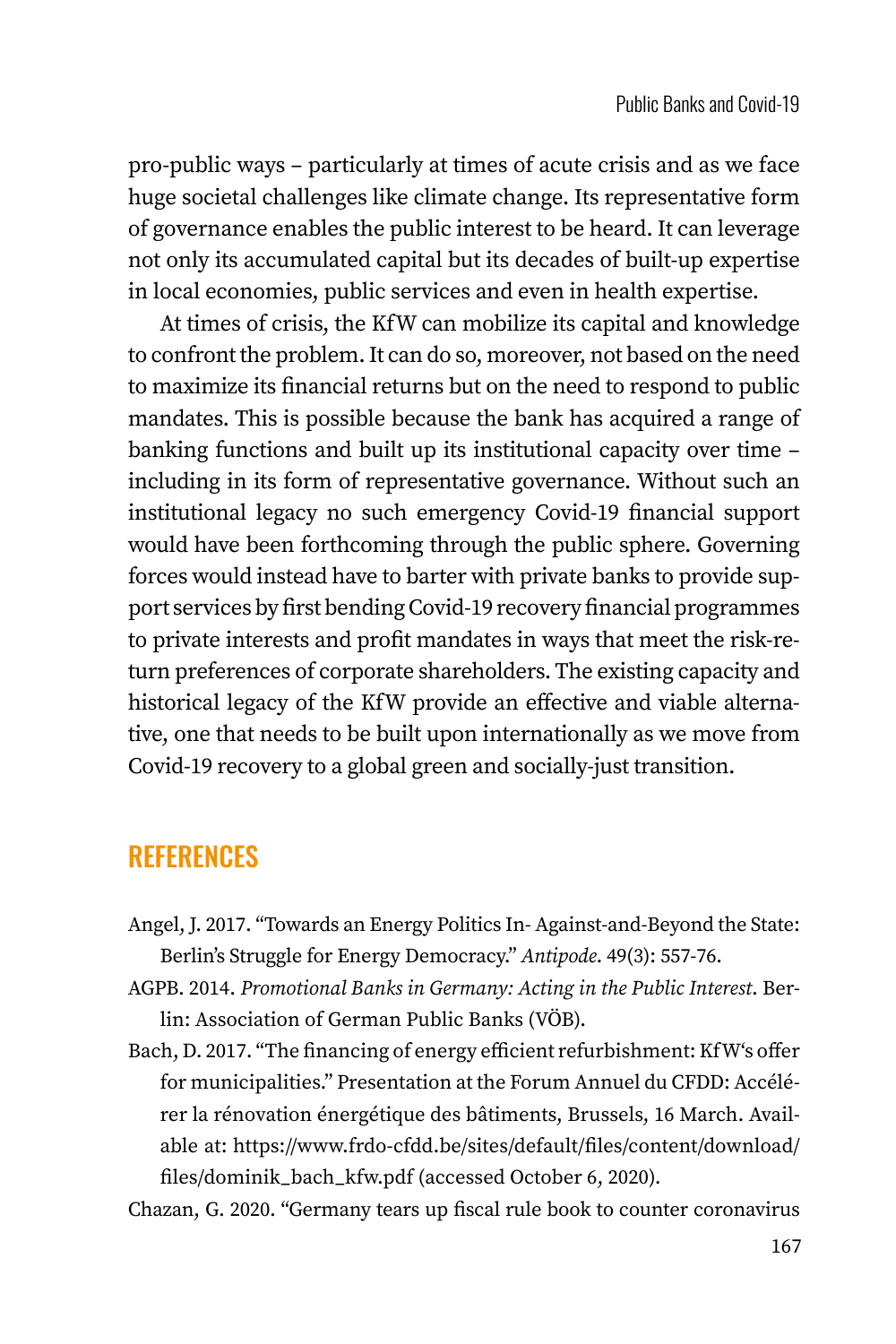pro-public ways – particularly at times of acute crisis and as we face huge societal challenges like climate change. Its representative form of governance enables the public interest to be heard. It can leverage not only its accumulated capital but its decades of built-up expertise in local economies, public services and even in health expertise.

At times of crisis, the KfW can mobilize its capital and knowledge to confront the problem. It can do so, moreover, not based on the need to maximize its financial returns but on the need to respond to public mandates. This is possible because the bank has acquired a range of banking functions and built up its institutional capacity over time – including in its form of representative governance. Without such an institutional legacy no such emergency Covid-19 financial support would have been forthcoming through the public sphere. Governing forces would instead have to barter with private banks to provide support services by first bending Covid-19 recovery financial programmes to private interests and profit mandates in ways that meet the risk-return preferences of corporate shareholders. The existing capacity and historical legacy of the KfW provide an effective and viable alternative, one that needs to be built upon internationally as we move from Covid-19 recovery to a global green and socially-just transition.

## REFERENCES

Angel, J. 2017. "Towards an Energy Politics In- Against-and-Beyond the State: Berlin's Struggle for Energy Democracy." *Antipode*. 49(3): 557-76.

AGPB. 2014. *Promotional Banks in Germany: Acting in the Public Interest*. Berlin: Association of German Public Banks (VÖB).

Bach, D. 2017. "The financing of energy efficient refurbishment: KfW's offer for municipalities." Presentation at the Forum Annuel du CFDD: Accélérer la rénovation énergétique des bâtiments, Brussels, 16 March. Available at: https://www.frdo-cfdd.be/sites/default/files/content/download/files/dominik_bach_kfw.pdf (accessed October 6, 2020).

Chazan, G. 2020. "Germany tears up fiscal rule book to counter coronavirus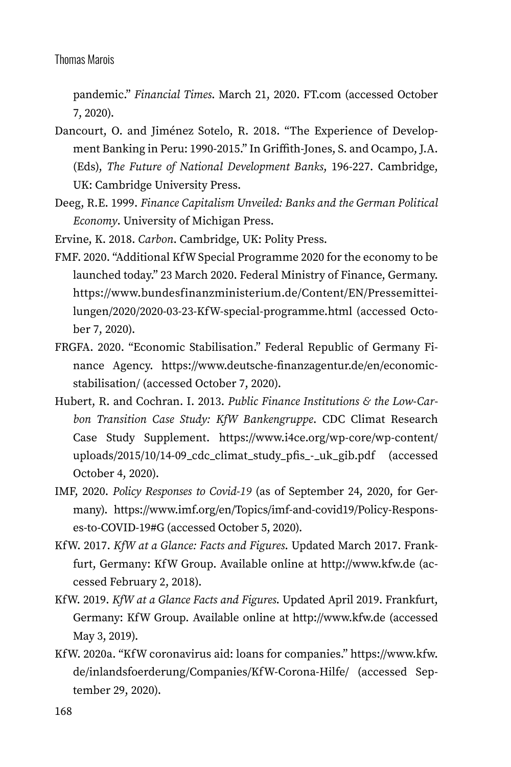pandemic." *Financial Times*. March 21, 2020. FT.com (accessed October 7, 2020).

Dancourt, O. and Jiménez Sotelo, R. 2018. "The Experience of Development Banking in Peru: 1990-2015." In Griffith-Jones, S. and Ocampo, J.A. (Eds), *The Future of National Development Banks*, 196-227. Cambridge, UK: Cambridge University Press.

Deeg, R.E. 1999. *Finance Capitalism Unveiled: Banks and the German Political Economy*. University of Michigan Press.

Ervine, K. 2018. *Carbon*. Cambridge, UK: Polity Press.

FMF. 2020. "Additional KfW Special Programme 2020 for the economy to be launched today." 23 March 2020. Federal Ministry of Finance, Germany. https://www.bundesfinanzministerium.de/Content/EN/Pressemitteilungen/2020/2020-03-23-KfW-special-programme.html (accessed October 7, 2020).

FRGFA. 2020. "Economic Stabilisation." Federal Republic of Germany Finance Agency. https://www.deutsche-finanzagentur.de/en/economic-stabilisation/ (accessed October 7, 2020).

Hubert, R. and Cochran. I. 2013. *Public Finance Institutions & the Low-Carbon Transition Case Study: KfW Bankengruppe*. CDC Climat Research Case Study Supplement. https://www.i4ce.org/wp-core/wp-content/uploads/2015/10/14-09_cdc_climat_study_pfis_-_uk_gib.pdf (accessed October 4, 2020).

IMF, 2020. *Policy Responses to Covid-19* (as of September 24, 2020, for Germany). https://www.imf.org/en/Topics/imf-and-covid19/Policy-Responses-to-COVID-19#G (accessed October 5, 2020).

KfW. 2017. *KfW at a Glance: Facts and Figures*. Updated March 2017. Frankfurt, Germany: KfW Group. Available online at http://www.kfw.de (accessed February 2, 2018).

KfW. 2019. *KfW at a Glance Facts and Figures*. Updated April 2019. Frankfurt, Germany: KfW Group. Available online at http://www.kfw.de (accessed May 3, 2019).

KfW. 2020a. "KfW coronavirus aid: loans for companies." https://www.kfw.de/inlandsfoerderung/Companies/KfW-Corona-Hilfe/ (accessed September 29, 2020).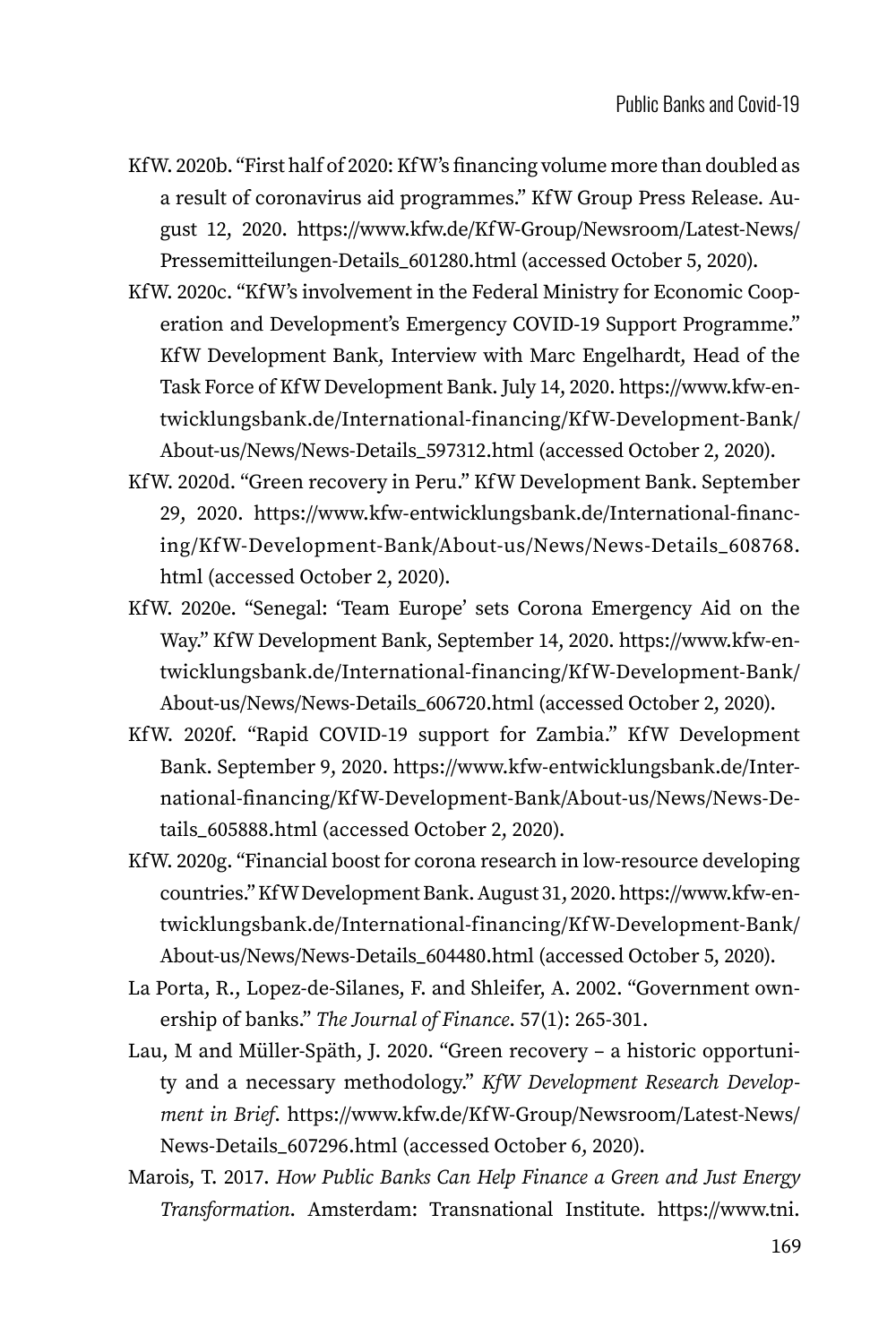KfW. 2020b. "First half of 2020: KfW's financing volume more than doubled as a result of coronavirus aid programmes." KfW Group Press Release. August 12, 2020. https://www.kfw.de/KfW-Group/Newsroom/Latest-News/Pressemitteilungen-Details_601280.html (accessed October 5, 2020).

KfW. 2020c. "KfW's involvement in the Federal Ministry for Economic Cooperation and Development's Emergency COVID-19 Support Programme." KfW Development Bank, Interview with Marc Engelhardt, Head of the Task Force of KfW Development Bank. July 14, 2020. https://www.kfw-entwicklungsbank.de/International-financing/KfW-Development-Bank/About-us/News/News-Details_597312.html (accessed October 2, 2020).

KfW. 2020d. "Green recovery in Peru." KfW Development Bank. September 29, 2020. https://www.kfw-entwicklungsbank.de/International-financing/KfW-Development-Bank/About-us/News/News-Details_608768.html (accessed October 2, 2020).

KfW. 2020e. "Senegal: 'Team Europe' sets Corona Emergency Aid on the Way." KfW Development Bank, September 14, 2020. https://www.kfw-entwicklungsbank.de/International-financing/KfW-Development-Bank/About-us/News/News-Details_606720.html (accessed October 2, 2020).

KfW. 2020f. "Rapid COVID-19 support for Zambia." KfW Development Bank. September 9, 2020. https://www.kfw-entwicklungsbank.de/International-financing/KfW-Development-Bank/About-us/News/News-Details_605888.html (accessed October 2, 2020).

KfW. 2020g. "Financial boost for corona research in low-resource developing countries." KfW Development Bank. August 31, 2020. https://www.kfw-entwicklungsbank.de/International-financing/KfW-Development-Bank/About-us/News/News-Details_604480.html (accessed October 5, 2020).

La Porta, R., Lopez-de-Silanes, F. and Shleifer, A. 2002. "Government ownership of banks." *The Journal of Finance*. 57(1): 265-301.

Lau, M and Müller-Späth, J. 2020. "Green recovery – a historic opportunity and a necessary methodology." *KfW Development Research Development in Brief*. https://www.kfw.de/KfW-Group/Newsroom/Latest-News/News-Details_607296.html (accessed October 6, 2020).

Marois, T. 2017. *How Public Banks Can Help Finance a Green and Just Energy Transformation*. Amsterdam: Transnational Institute. https://www.tni.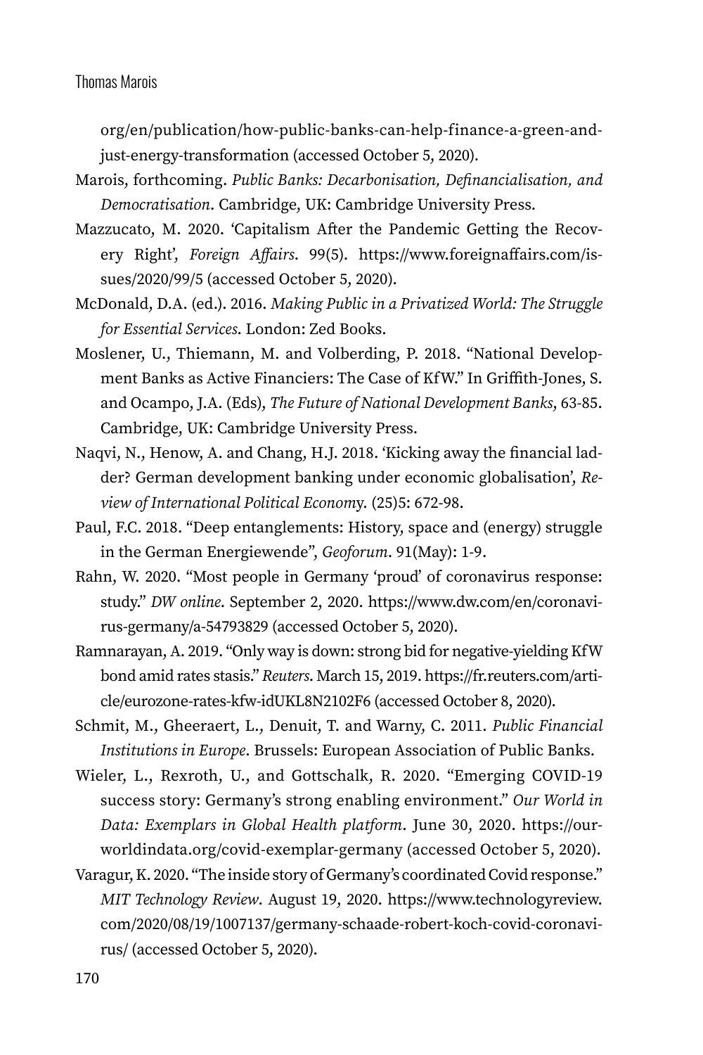org/en/publication/how-public-banks-can-help-finance-a-green-and-just-energy-transformation (accessed October 5, 2020).

Marois, forthcoming. *Public Banks: Decarbonisation, Definancialisation, and Democratisation*. Cambridge, UK: Cambridge University Press.

Mazzucato, M. 2020. 'Capitalism After the Pandemic Getting the Recovery Right', *Foreign Affairs*. 99(5). https://www.foreignaffairs.com/issues/2020/99/5 (accessed October 5, 2020).

McDonald, D.A. (ed.). 2016. *Making Public in a Privatized World: The Struggle for Essential Services*. London: Zed Books.

Moslener, U., Thiemann, M. and Volberding, P. 2018. "National Development Banks as Active Financiers: The Case of KfW." In Griffith-Jones, S. and Ocampo, J.A. (Eds), *The Future of National Development Banks*, 63-85. Cambridge, UK: Cambridge University Press.

Naqvi, N., Henow, A. and Chang, H.J. 2018. 'Kicking away the financial ladder? German development banking under economic globalisation', *Review of International Political Economy*. (25)5: 672-98.

Paul, F.C. 2018. "Deep entanglements: History, space and (energy) struggle in the German Energiewende", *Geoforum*. 91(May): 1-9.

Rahn, W. 2020. "Most people in Germany 'proud' of coronavirus response: study." *DW online*. September 2, 2020. https://www.dw.com/en/coronavirus-germany/a-54793829 (accessed October 5, 2020).

Ramnarayan, A. 2019. "Only way is down: strong bid for negative-yielding KfW bond amid rates stasis." *Reuters*. March 15, 2019. https://fr.reuters.com/article/eurozone-rates-kfw-idUKL8N2102F6 (accessed October 8, 2020).

Schmit, M., Gheeraert, L., Denuit, T. and Warny, C. 2011. *Public Financial Institutions in Europe*. Brussels: European Association of Public Banks.

Wieler, L., Rexroth, U., and Gottschalk, R. 2020. "Emerging COVID-19 success story: Germany's strong enabling environment." *Our World in Data: Exemplars in Global Health platform*. June 30, 2020. https://ourworldindata.org/covid-exemplar-germany (accessed October 5, 2020).

Varagur, K. 2020. "The inside story of Germany's coordinated Covid response." *MIT Technology Review*. August 19, 2020. https://www.technologyreview.com/2020/08/19/1007137/germany-schaade-robert-koch-covid-coronavirus/ (accessed October 5, 2020).